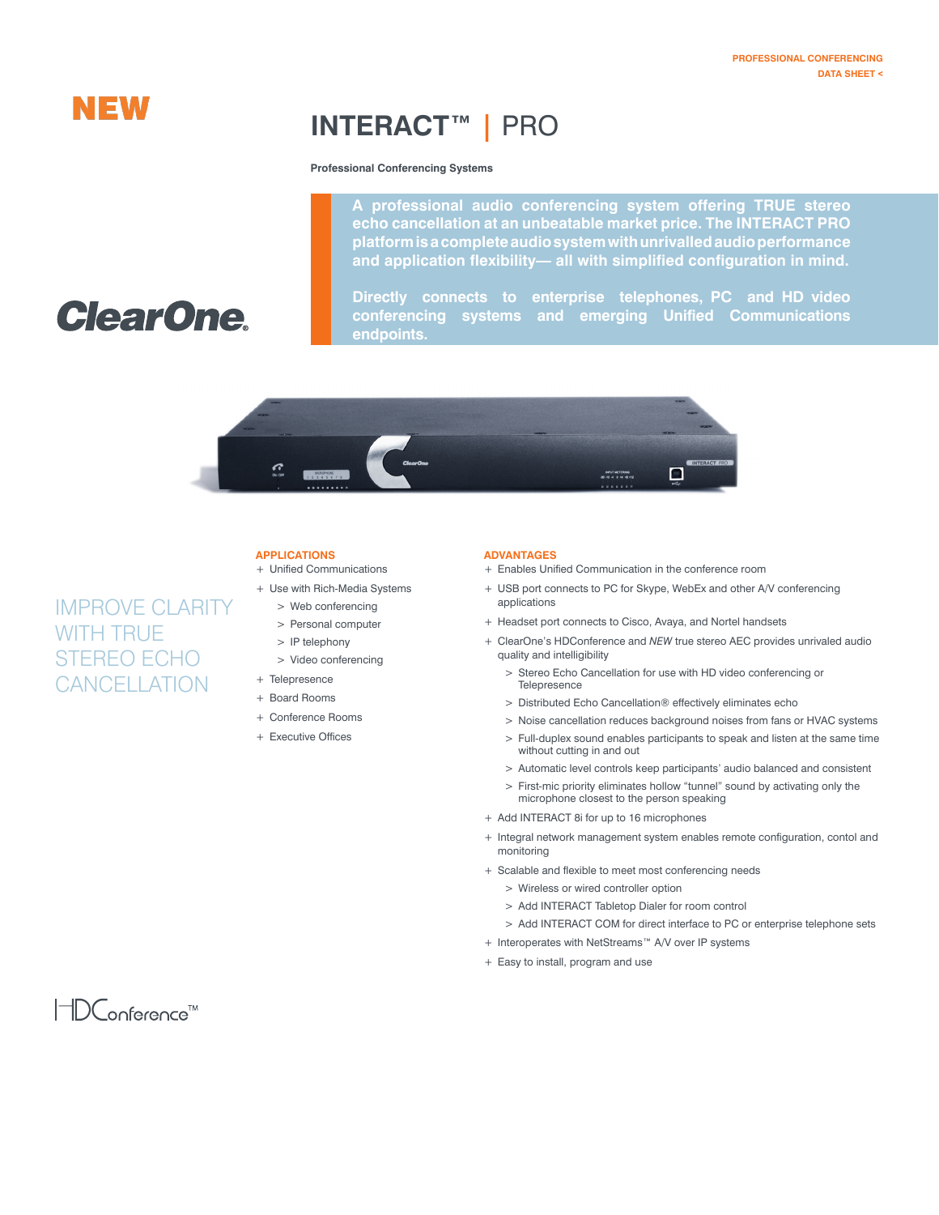PROFESSIONAL CONFERENCING
DATA SHEET <

NEW

# INTERACT™ | PRO

**Professional Conferencing Systems**

ClearOne

**A professional audio conferencing system offering TRUE stereo echo cancellation at an unbeatable market price. The INTERACT PRO platform is a complete audio system with unrivalled audio performance and application flexibility— all with simplified configuration in mind.**

**Directly connects to enterprise telephones, PC and HD video conferencing systems and emerging Unified Communications endpoints.**

## IMPROVE CLARITY WITH TRUE STEREO ECHO CANCELLATION

### APPLICATIONS

+ Unified Communications
+ Use with Rich-Media Systems
  - > Web conferencing
  - > Personal computer
  - > IP telephony
  - > Video conferencing
+ Telepresence
+ Board Rooms
+ Conference Rooms
+ Executive Offices

### ADVANTAGES

+ Enables Unified Communication in the conference room
+ USB port connects to PC for Skype, WebEx and other A/V conferencing applications
+ Headset port connects to Cisco, Avaya, and Nortel handsets
+ ClearOne's HDConference and *NEW* true stereo AEC provides unrivaled audio quality and intelligibility
  - > Stereo Echo Cancellation for use with HD video conferencing or Telepresence
  - > Distributed Echo Cancellation® effectively eliminates echo
  - > Noise cancellation reduces background noises from fans or HVAC systems
  - > Full-duplex sound enables participants to speak and listen at the same time without cutting in and out
  - > Automatic level controls keep participants' audio balanced and consistent
  - > First-mic priority eliminates hollow "tunnel" sound by activating only the microphone closest to the person speaking
+ Add INTERACT 8i for up to 16 microphones
+ Integral network management system enables remote configuration, contol and monitoring
+ Scalable and flexible to meet most conferencing needs
  - > Wireless or wired controller option
  - > Add INTERACT Tabletop Dialer for room control
  - > Add INTERACT COM for direct interface to PC or enterprise telephone sets
+ Interoperates with NetStreams™ A/V over IP systems
+ Easy to install, program and use

HDConference™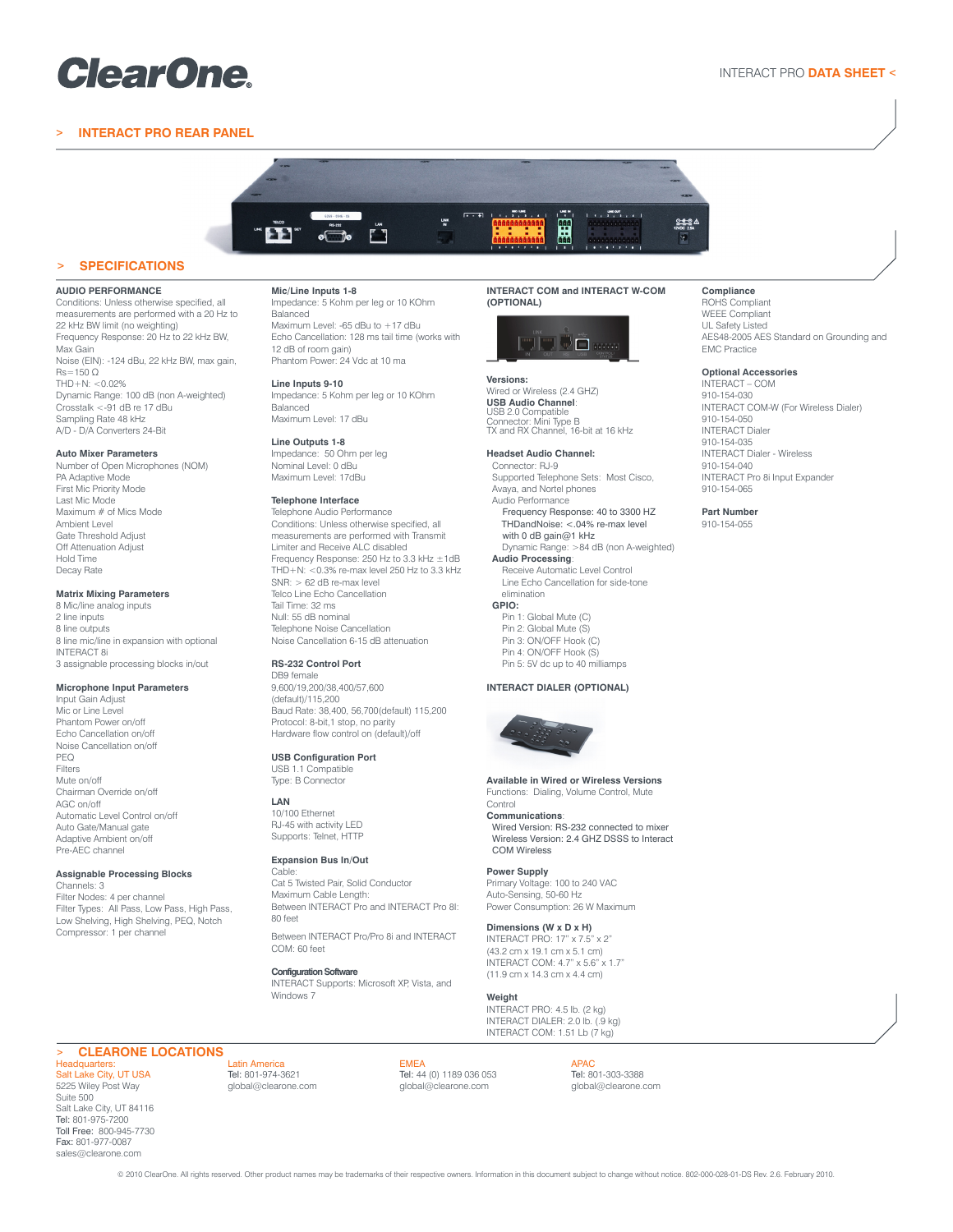## > INTERACT PRO REAR PANEL

## > SPECIFICATIONS

**AUDIO PERFORMANCE**
Conditions: Unless otherwise specified, all measurements are performed with a 20 Hz to 22 kHz BW limit (no weighting)
Frequency Response: 20 Hz to 22 kHz BW, Max Gain
Noise (EIN): -124 dBu, 22 kHz BW, max gain, Rs=150 Ω
THD+N: <0.02%
Dynamic Range: 100 dB (non A-weighted)
Crosstalk <-91 dB re 17 dBu
Sampling Rate 48 kHz
A/D - D/A Converters 24-Bit

**Auto Mixer Parameters**
Number of Open Microphones (NOM)
PA Adaptive Mode
First Mic Priority Mode
Last Mic Mode
Maximum # of Mics Mode
Ambient Level
Gate Threshold Adjust
Off Attenuation Adjust
Hold Time
Decay Rate

**Matrix Mixing Parameters**
8 Mic/line analog inputs
2 line inputs
8 line outputs
8 line mic/line in expansion with optional INTERACT 8i
3 assignable processing blocks in/out

**Microphone Input Parameters**
Input Gain Adjust
Mic or Line Level
Phantom Power on/off
Echo Cancellation on/off
Noise Cancellation on/off
PEQ
Filters
Mute on/off
Chairman Override on/off
AGC on/off
Automatic Level Control on/off
Auto Gate/Manual gate
Adaptive Ambient on/off
Pre-AEC channel

**Assignable Processing Blocks**
Channels: 3
Filter Nodes: 4 per channel
Filter Types: All Pass, Low Pass, High Pass, Low Shelving, High Shelving, PEQ, Notch
Compressor: 1 per channel

**Mic/Line Inputs 1-8**
Impedance: 5 Kohm per leg or 10 KOhm Balanced
Maximum Level: -65 dBu to +17 dBu
Echo Cancellation: 128 ms tail time (works with 12 dB of room gain)
Phantom Power: 24 Vdc at 10 ma

**Line Inputs 9-10**
Impedance: 5 Kohm per leg or 10 KOhm Balanced
Maximum Level: 17 dBu

**Line Outputs 1-8**
Impedance: 50 Ohm per leg
Nominal Level: 0 dBu
Maximum Level: 17dBu

**Telephone Interface**
Telephone Audio Performance
Conditions: Unless otherwise specified, all measurements are performed with Transmit Limiter and Receive ALC disabled
Frequency Response: 250 Hz to 3.3 kHz ±1dB
THD+N: <0.3% re-max level 250 Hz to 3.3 kHz
SNR: > 62 dB re-max level
Telco Line Echo Cancellation
Tail Time: 32 ms
Null: 55 dB nominal
Telephone Noise Cancellation
Noise Cancellation 6-15 dB attenuation

**RS-232 Control Port**
DB9 female
9,600/19,200/38,400/57,600 (default)/115,200
Baud Rate: 38,400, 56,700(default) 115,200
Protocol: 8-bit,1 stop, no parity
Hardware flow control on (default)/off

**USB Configuration Port**
USB 1.1 Compatible
Type: B Connector

**LAN**
10/100 Ethernet
RJ-45 with activity LED
Supports: Telnet, HTTP

**Expansion Bus In/Out**
Cable:
Cat 5 Twisted Pair, Solid Conductor
Maximum Cable Length:
Between INTERACT Pro and INTERACT Pro 8I: 80 feet

Between INTERACT Pro/Pro 8i and INTERACT COM: 60 feet

**Configuration Software**
INTERACT Supports: Microsoft XP, Vista, and Windows 7

**INTERACT COM and INTERACT W-COM (OPTIONAL)**

**Versions:**
Wired or Wireless (2.4 GHZ)
**USB Audio Channel**:
USB 2.0 Compatible
Connector: Mini Type B
TX and RX Channel, 16-bit at 16 kHz

**Headset Audio Channel:**
Connector: RJ-9
Supported Telephone Sets: Most Cisco, Avaya, and Nortel phones
Audio Performance
Frequency Response: 40 to 3300 HZ
THDandNoise: <.04% re-max level with 0 dB gain@1 kHz
Dynamic Range: >84 dB (non A-weighted)
**Audio Processing**:
Receive Automatic Level Control
Line Echo Cancellation for side-tone elimination
**GPIO:**
Pin 1: Global Mute (C)
Pin 2: Global Mute (S)
Pin 3: ON/OFF Hook (C)
Pin 4: ON/OFF Hook (S)
Pin 5: 5V dc up to 40 milliamps

**INTERACT DIALER (OPTIONAL)**

**Available in Wired or Wireless Versions**
Functions: Dialing, Volume Control, Mute Control
**Communications**:
Wired Version: RS-232 connected to mixer
Wireless Version: 2.4 GHZ DSSS to Interact COM Wireless

**Power Supply**
Primary Voltage: 100 to 240 VAC
Auto-Sensing, 50-60 Hz
Power Consumption: 26 W Maximum

**Dimensions (W x D x H)**
INTERACT PRO: 17" x 7.5" x 2"
(43.2 cm x 19.1 cm x 5.1 cm)
INTERACT COM: 4.7" x 5.6" x 1.7"
(11.9 cm x 14.3 cm x 4.4 cm)

**Weight**
INTERACT PRO: 4.5 lb. (2 kg)
INTERACT DIALER: 2.0 lb. (.9 kg)
INTERACT COM: 1.51 Lb (7 kg)

**Compliance**
ROHS Compliant
WEEE Compliant
UL Safety Listed
AES48-2005 AES Standard on Grounding and EMC Practice

**Optional Accessories**
INTERACT – COM
910-154-030
INTERACT COM-W (For Wireless Dialer)
910-154-050
INTERACT Dialer
910-154-035
INTERACT Dialer - Wireless
910-154-040
INTERACT Pro 8i Input Expander
910-154-065

**Part Number**
910-154-055

## > CLEARONE LOCATIONS

Headquarters:
Salt Lake City, UT USA
5225 Wiley Post Way
Suite 500
Salt Lake City, UT 84116
Tel: 801-975-7200
Toll Free: 800-945-7730
Fax: 801-977-0087
sales@clearone.com

Latin America
Tel: 801-974-3621
global@clearone.com

EMEA
Tel: 44 (0) 1189 036 053
global@clearone.com

APAC
Tel: 801-303-3388
global@clearone.com

© 2010 ClearOne. All rights reserved. Other product names may be trademarks of their respective owners. Information in this document subject to change without notice. 802-000-028-01-DS Rev. 2.6. February 2010.